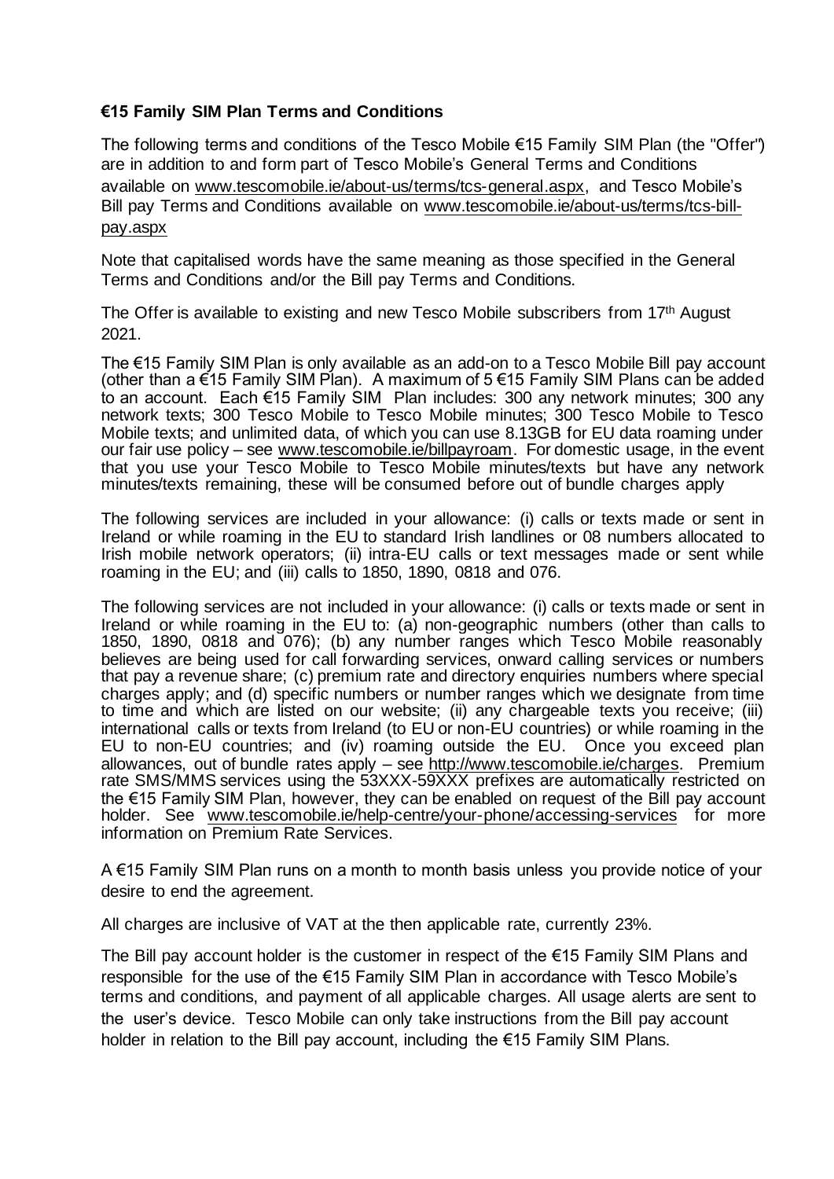**€15 Family SIM Plan Terms and Conditions**

The following terms and conditions of the Tesco Mobile €15 Family SIM Plan (the "Offer") are in addition to and form part of Tesco Mobile's General Terms and Conditions available on www.tescomobile.ie/about-us/terms/tcs-general.aspx, and Tesco Mobile's Bill pay Terms and Conditions available on www.tescomobile.ie/about-us/terms/tcs-bill-pay.aspx

Note that capitalised words have the same meaning as those specified in the General Terms and Conditions and/or the Bill pay Terms and Conditions.

The Offer is available to existing and new Tesco Mobile subscribers from 17th August 2021.

The €15 Family SIM Plan is only available as an add-on to a Tesco Mobile Bill pay account (other than a €15 Family SIM Plan). A maximum of 5 €15 Family SIM Plans can be added to an account. Each €15 Family SIM Plan includes: 300 any network minutes; 300 any network texts; 300 Tesco Mobile to Tesco Mobile minutes; 300 Tesco Mobile to Tesco Mobile texts; and unlimited data, of which you can use 8.13GB for EU data roaming under our fair use policy – see www.tescomobile.ie/billpayroam. For domestic usage, in the event that you use your Tesco Mobile to Tesco Mobile minutes/texts but have any network minutes/texts remaining, these will be consumed before out of bundle charges apply

The following services are included in your allowance: (i) calls or texts made or sent in Ireland or while roaming in the EU to standard Irish landlines or 08 numbers allocated to Irish mobile network operators; (ii) intra-EU calls or text messages made or sent while roaming in the EU; and (iii) calls to 1850, 1890, 0818 and 076.

The following services are not included in your allowance: (i) calls or texts made or sent in Ireland or while roaming in the EU to: (a) non-geographic numbers (other than calls to 1850, 1890, 0818 and 076); (b) any number ranges which Tesco Mobile reasonably believes are being used for call forwarding services, onward calling services or numbers that pay a revenue share; (c) premium rate and directory enquiries numbers where special charges apply; and (d) specific numbers or number ranges which we designate from time to time and which are listed on our website; (ii) any chargeable texts you receive; (iii) international calls or texts from Ireland (to EU or non-EU countries) or while roaming in the EU to non-EU countries; and (iv) roaming outside the EU. Once you exceed plan allowances, out of bundle rates apply – see http://www.tescomobile.ie/charges. Premium rate SMS/MMS services using the 53XXX-59XXX prefixes are automatically restricted on the €15 Family SIM Plan, however, they can be enabled on request of the Bill pay account holder. See www.tescomobile.ie/help-centre/your-phone/accessing-services for more information on Premium Rate Services.

A €15 Family SIM Plan runs on a month to month basis unless you provide notice of your desire to end the agreement.

All charges are inclusive of VAT at the then applicable rate, currently 23%.

The Bill pay account holder is the customer in respect of the €15 Family SIM Plans and responsible for the use of the €15 Family SIM Plan in accordance with Tesco Mobile's terms and conditions, and payment of all applicable charges. All usage alerts are sent to the user's device. Tesco Mobile can only take instructions from the Bill pay account holder in relation to the Bill pay account, including the €15 Family SIM Plans.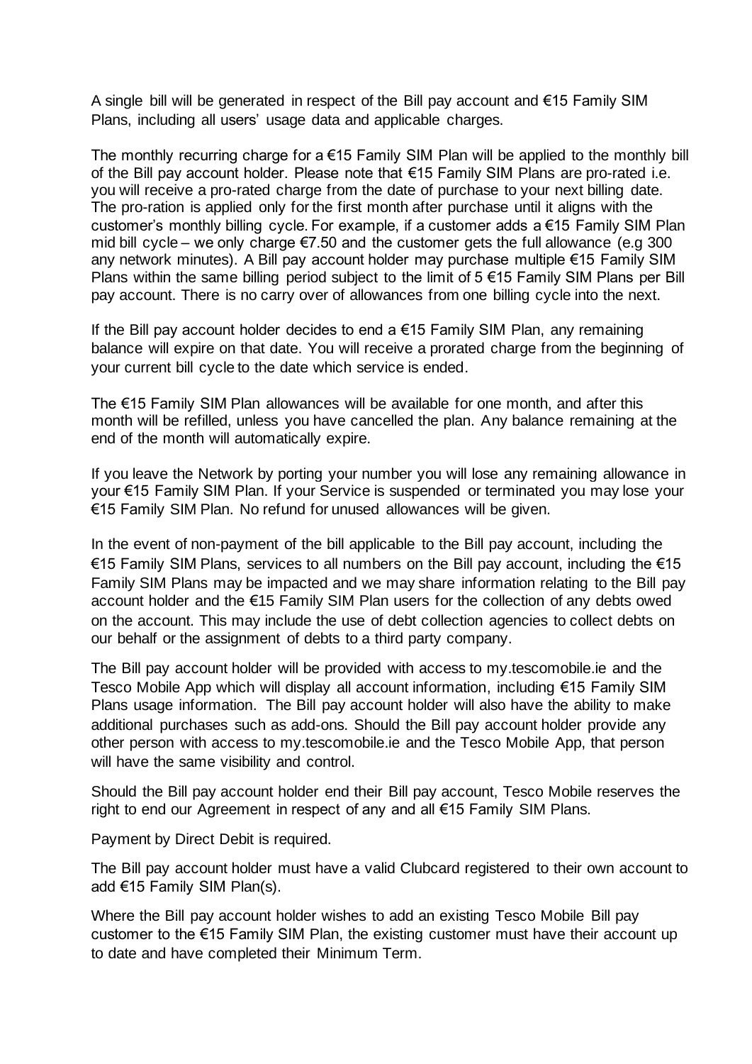A single bill will be generated in respect of the Bill pay account and €15 Family SIM Plans, including all users' usage data and applicable charges.

The monthly recurring charge for a €15 Family SIM Plan will be applied to the monthly bill of the Bill pay account holder. Please note that €15 Family SIM Plans are pro-rated i.e. you will receive a pro-rated charge from the date of purchase to your next billing date. The pro-ration is applied only for the first month after purchase until it aligns with the customer's monthly billing cycle. For example, if a customer adds a €15 Family SIM Plan mid bill cycle – we only charge €7.50 and the customer gets the full allowance (e.g 300 any network minutes). A Bill pay account holder may purchase multiple €15 Family SIM Plans within the same billing period subject to the limit of 5 €15 Family SIM Plans per Bill pay account. There is no carry over of allowances from one billing cycle into the next.

If the Bill pay account holder decides to end a €15 Family SIM Plan, any remaining balance will expire on that date. You will receive a prorated charge from the beginning of your current bill cycle to the date which service is ended.

The €15 Family SIM Plan allowances will be available for one month, and after this month will be refilled, unless you have cancelled the plan. Any balance remaining at the end of the month will automatically expire.

If you leave the Network by porting your number you will lose any remaining allowance in your €15 Family SIM Plan. If your Service is suspended or terminated you may lose your €15 Family SIM Plan. No refund for unused allowances will be given.

In the event of non-payment of the bill applicable to the Bill pay account, including the €15 Family SIM Plans, services to all numbers on the Bill pay account, including the €15 Family SIM Plans may be impacted and we may share information relating to the Bill pay account holder and the €15 Family SIM Plan users for the collection of any debts owed on the account. This may include the use of debt collection agencies to collect debts on our behalf or the assignment of debts to a third party company.

The Bill pay account holder will be provided with access to my.tescomobile.ie and the Tesco Mobile App which will display all account information, including €15 Family SIM Plans usage information. The Bill pay account holder will also have the ability to make additional purchases such as add-ons. Should the Bill pay account holder provide any other person with access to my.tescomobile.ie and the Tesco Mobile App, that person will have the same visibility and control.

Should the Bill pay account holder end their Bill pay account, Tesco Mobile reserves the right to end our Agreement in respect of any and all €15 Family SIM Plans.

Payment by Direct Debit is required.

The Bill pay account holder must have a valid Clubcard registered to their own account to add €15 Family SIM Plan(s).

Where the Bill pay account holder wishes to add an existing Tesco Mobile Bill pay customer to the €15 Family SIM Plan, the existing customer must have their account up to date and have completed their Minimum Term.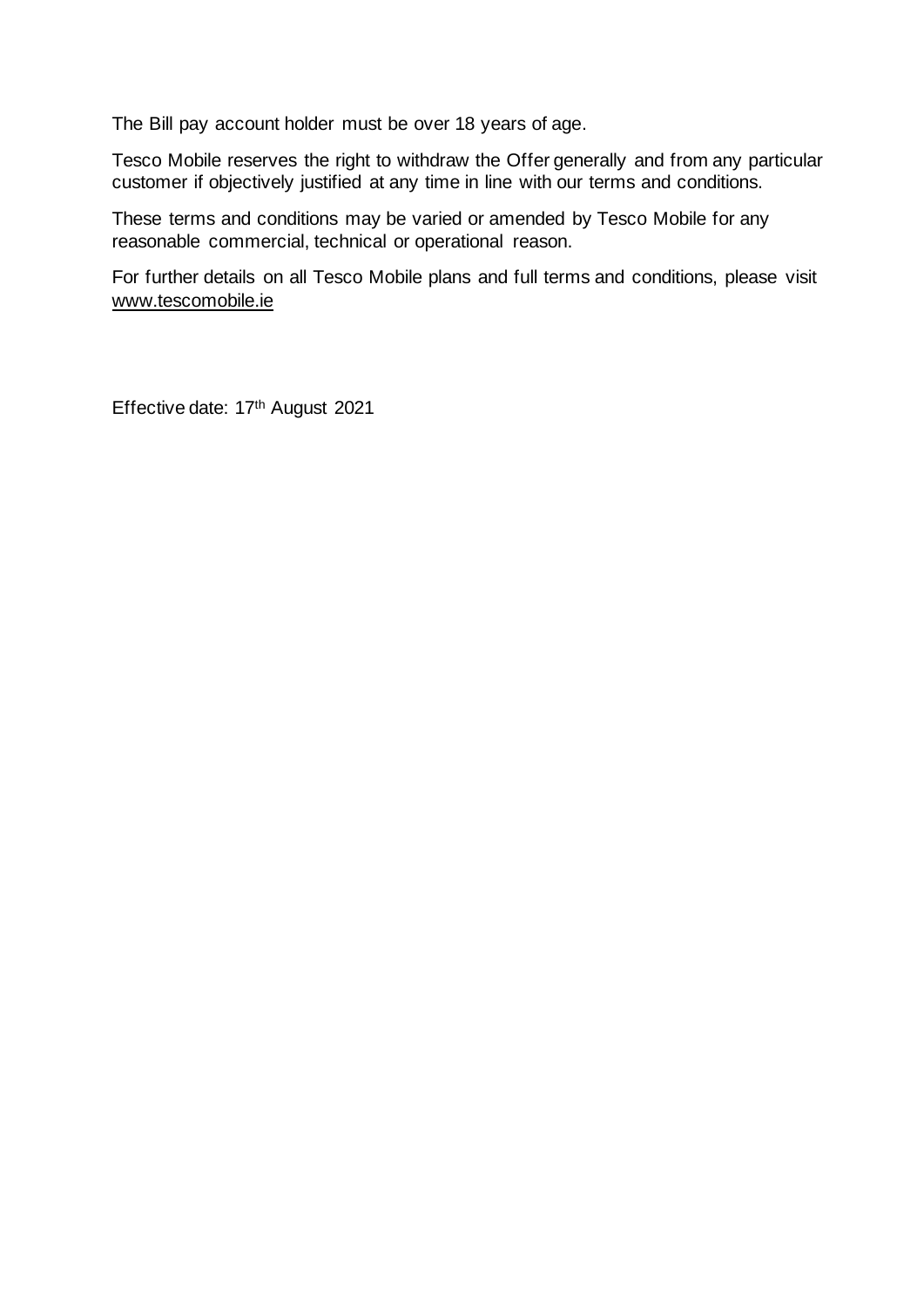The Bill pay account holder must be over 18 years of age.

Tesco Mobile reserves the right to withdraw the Offer generally and from any particular customer if objectively justified at any time in line with our terms and conditions.

These terms and conditions may be varied or amended by Tesco Mobile for any reasonable commercial, technical or operational reason.

For further details on all Tesco Mobile plans and full terms and conditions, please visit www.tescomobile.ie

Effective date: 17th August 2021